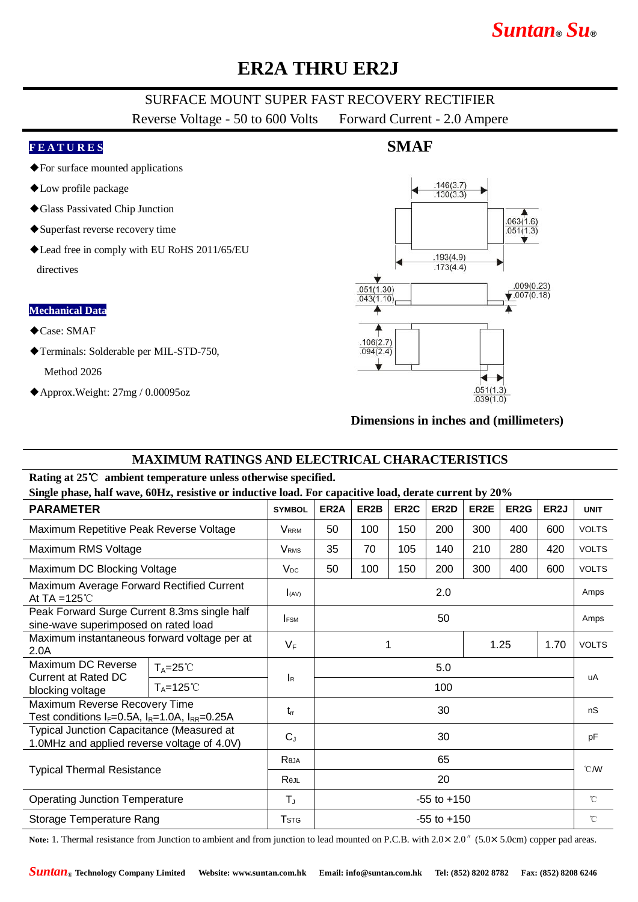# ER2A THRU ER2J

SURFACE MOUNT SUPER FAST RECOVERY RECTIFIER

Reverse Voltage - 50 to 600 Volts     Forward Current - 2.0 Ampere

**FEATURES**

- ◆For surface mounted applications
- ◆Low profile package
- ◆Glass Passivated Chip Junction
- ◆Superfast reverse recovery time
- ◆Lead free in comply with EU RoHS 2011/65/EU directives

**Mechanical Data**

- ◆Case: SMAF
- ◆Terminals: Solderable per MIL-STD-750, Method 2026
- ◆Approx.Weight: 27mg / 0.00095oz

**SMAF**

.146(3.7) .130(3.3)
.063(1.6) .051(1.3)
.193(4.9) .173(4.4)
.051(1.30) .043(1.10)
.009(0.23) .007(0.18)
.106(2.7) .094(2.4)
.051(1.3) .039(1.0)

**Dimensions in inches and (millimeters)**

## MAXIMUM RATINGS AND ELECTRICAL CHARACTERISTICS

**Rating at 25℃ ambient temperature unless otherwise specified.**

**Single phase, half wave, 60Hz, resistive or inductive load. For capacitive load, derate current by 20%**

| PARAMETER | | SYMBOL | ER2A | ER2B | ER2C | ER2D | ER2E | ER2G | ER2J | UNIT |
|---|---|---|---|---|---|---|---|---|---|---|
| Maximum Repetitive Peak Reverse Voltage | | $V_{RRM}$ | 50 | 100 | 150 | 200 | 300 | 400 | 600 | VOLTS |
| Maximum RMS Voltage | | $V_{RMS}$ | 35 | 70 | 105 | 140 | 210 | 280 | 420 | VOLTS |
| Maximum DC Blocking Voltage | | $V_{DC}$ | 50 | 100 | 150 | 200 | 300 | 400 | 600 | VOLTS |
| Maximum Average Forward Rectified Current At TA =125℃ | | $I_{(AV)}$ | 2.0 | | | | | | | Amps |
| Peak Forward Surge Current 8.3ms single half sine-wave superimposed on rated load | | $I_{FSM}$ | 50 | | | | | | | Amps |
| Maximum instantaneous forward voltage per at 2.0A | | $V_F$ | 1 | | | | 1.25 | | 1.70 | VOLTS |
| Maximum DC Reverse Current at Rated DC blocking voltage | $T_A$=25℃ | $I_R$ | 5.0 | | | | | | | uA |
| | $T_A$=125℃ | | 100 | | | | | | | |
| Maximum Reverse Recovery Time Test conditions $I_F$=0.5A, $I_R$=1.0A, $I_{RR}$=0.25A | | $t_{rr}$ | 30 | | | | | | | nS |
| Typical Junction Capacitance (Measured at 1.0MHz and applied reverse voltage of 4.0V) | | $C_J$ | 30 | | | | | | | pF |
| Typical Thermal Resistance | | $R_{\theta JA}$ | 65 | | | | | | | ℃/W |
| | | $R_{\theta JL}$ | 20 | | | | | | | |
| Operating Junction Temperature | | $T_J$ | -55 to +150 | | | | | | | ℃ |
| Storage Temperature Rang | | $T_{STG}$ | -55 to +150 | | | | | | | ℃ |

**Note:** 1. Thermal resistance from Junction to ambient and from junction to lead mounted on P.C.B. with 2.0× 2.0" (5.0× 5.0cm) copper pad areas.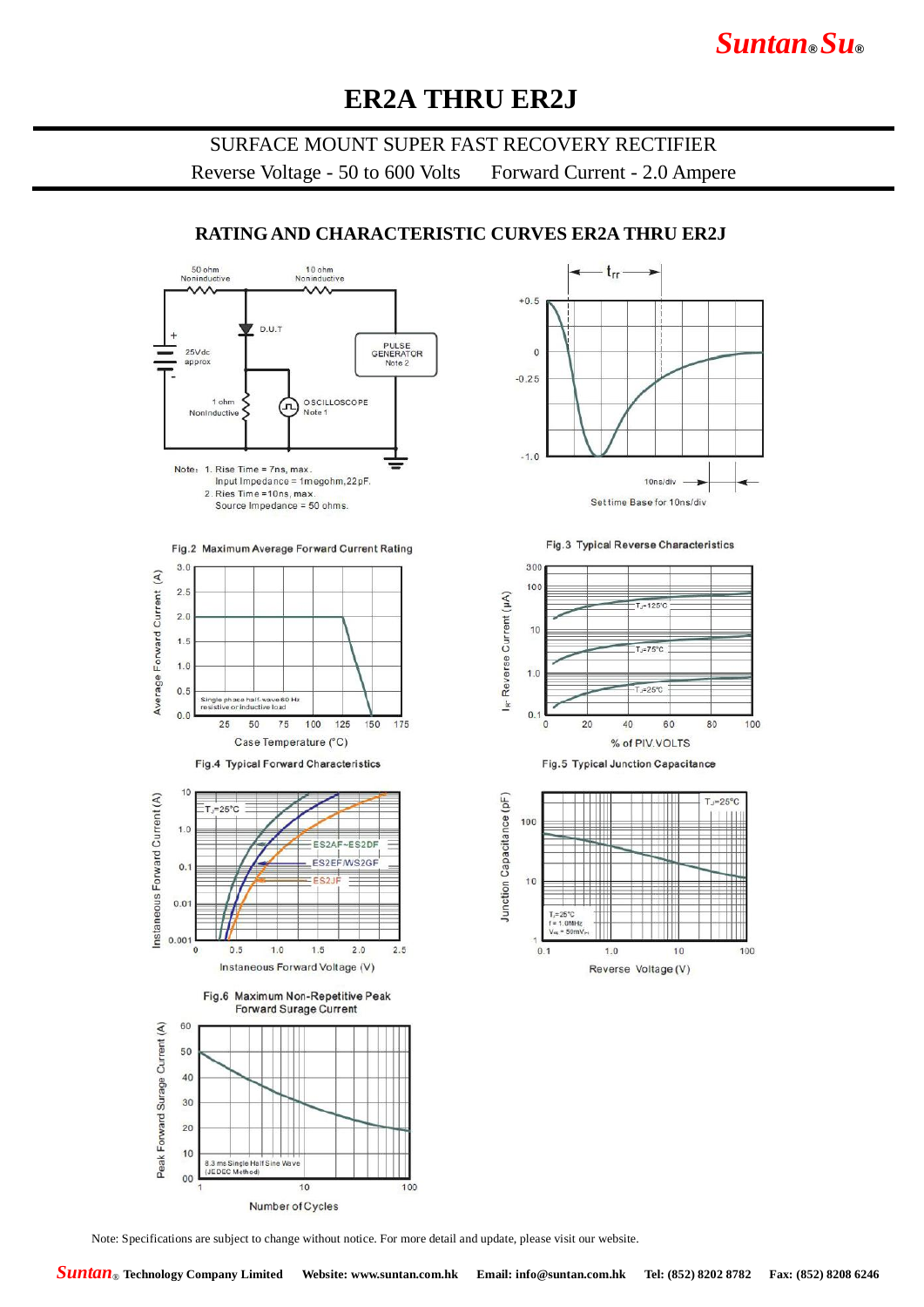Suntan® Su®

# ER2A THRU ER2J

SURFACE MOUNT SUPER FAST RECOVERY RECTIFIER

Reverse Voltage - 50 to 600 Volts  Forward Current - 2.0 Ampere

## RATING AND CHARACTERISTIC CURVES ER2A THRU ER2J

50 ohm Noninductive
10 ohm Noninductive
D.U.T
+
25Vdc approx
-
PULSE GENERATOR Note 2
1 ohm Noninductive
OSCILLOSCOPE Note 1

Note: 1. Rise Time = 7ns, max.
Input Impedance = 1megohm,22pF.
2. Ries Time =10ns, max.
Source Impedance = 50 ohms.

$t_{rr}$
+0.5
0
-0.25
-1.0
10ns/div
Settime Base for 10ns/div

Fig.2 Maximum Average Forward Current Rating

Average Forward Current (A)
3.0
2.5
2.0
1.5
1.0
0.5
0.0
25 50 75 100 125 150 175
Single phase half-wave 60 Hz resistive or inductive load
Case Temperature (°C)

Fig.3 Typical Reverse Characteristics

$I_R$- Reverse Current (μA)
300
100
10
1.0
0.1
0 20 40 60 80 100
$T_J$=125°C
$T_J$=75°C
$T_J$=25°C
% of PIV.VOLTS

Fig.4 Typical Forward Characteristics

Instaneous Forward Current (A)
10
1.0
0.1
0.01
0.001
0 0.5 1.0 1.5 2.0 2.5
$T_J$=25°C
ES2AF~ES2DF
ES2EF/WS2GF
ES2JF
Instaneous Forward Voltage (V)

Fig.5 Typical Junction Capacitance

Junction Capacitance (pF)
100
10
1
0.1 1.0 10 100
$T_J$=25°C
$T_J$=25°C
f = 1.0MHz
$V_{sig}$ = 50mV$_{p-p}$
Reverse Voltage (V)

Fig.6 Maximum Non-Repetitive Peak Forward Surage Current

Peak Forward Surage Current (A)
60
50
40
30
20
10
00
1 10 100
8.3 ms Single Half Sine Wave (JEDEC Method)
Number of Cycles

Note: Specifications are subject to change without notice. For more detail and update, please visit our website.

Suntan® Technology Company Limited  Website: www.suntan.com.hk  Email: info@suntan.com.hk  Tel: (852) 8202 8782  Fax: (852) 8208 6246